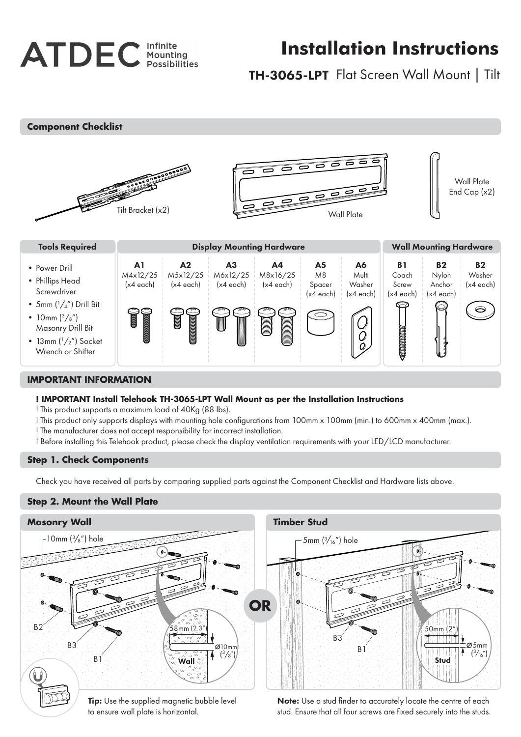# ATDEC Infinite Mounting Possibilities

# Installation Instructions

## TH-3065-LPT Flat Screen Wall Mount | Tilt

### Component Checklist

Tilt Bracket (x2)

Wall Plate

Wall Plate End Cap (x2)

| Tools Required | Display Mounting Hardware | | | | | | Wall Mounting Hardware | | |
|---|---|---|---|---|---|---|---|---|---|
| | **A1** M4x12/25 (x4 each) | **A2** M5x12/25 (x4 each) | **A3** M6x12/25 (x4 each) | **A4** M8x16/25 (x4 each) | **A5** M8 Spacer (x4 each) | **A6** Multi Washer (x4 each) | **B1** Coach Screw (x4 each) | **B2** Nylon Anchor (x4 each) | **B2** Washer (x4 each) |

**Tools Required**

- Power Drill
- Phillips Head Screwdriver
- 5mm (1/4") Drill Bit
- 10mm (3/8") Masonry Drill Bit
- 13mm (1/2") Socket Wrench or Shifter

### IMPORTANT INFORMATION

**! IMPORTANT Install Telehook TH-3065-LPT Wall Mount as per the Installation Instructions**

! This product supports a maximum load of 40Kg (88 lbs).

! This product only supports displays with mounting hole configurations from 100mm x 100mm (min.) to 600mm x 400mm (max.).

! The manufacturer does not accept responsibility for incorrect installation.

! Before installing this Telehook product, please check the display ventilation requirements with your LED/LCD manufacturer.

### Step 1. Check Components

Check you have received all parts by comparing supplied parts against the Component Checklist and Hardware lists above.

### Step 2. Mount the Wall Plate

#### Masonry Wall

10mm (3/8") hole

B2

B3

B1

58mm (2.3")

Ø10mm (3/8")

Wall

**Tip:** Use the supplied magnetic bubble level to ensure wall plate is horizontal.

**OR**

#### Timber Stud

5mm (3/16") hole

B3

B1

50mm (2")

Ø5mm (3/16")

Stud

**Note:** Use a stud finder to accurately locate the centre of each stud. Ensure that all four screws are fixed securely into the studs.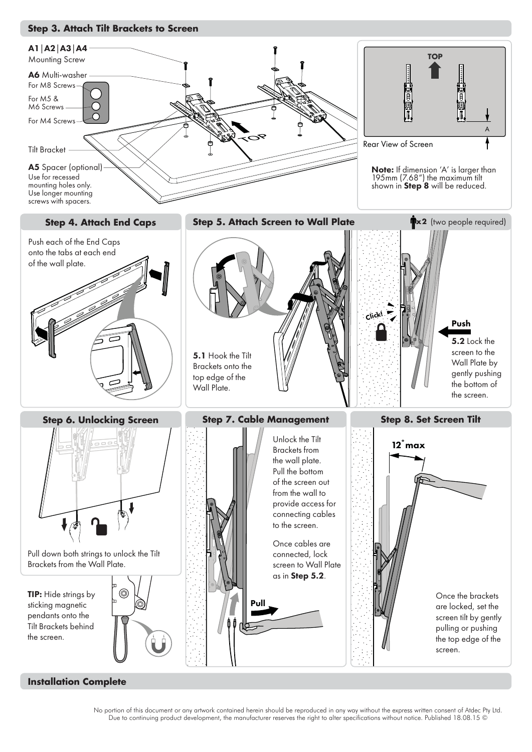## Step 3. Attach Tilt Brackets to Screen

**A1**|**A2**|**A3**|**A4**
Mounting Screw

**A6** Multi-washer
For M8 Screws
For M5 & M6 Screws
For M4 Screws

Tilt Bracket

**A5** Spacer (optional)
Use for recessed mounting holes only. Use longer mounting screws with spacers.

TOP

TOP

A

Rear View of Screen

**Note:** If dimension 'A' is larger than 195mm (7.68") the maximum tilt shown in **Step 8** will be reduced.

## Step 4. Attach End Caps

Push each of the End Caps onto the tabs at each end of the wall plate.

## Step 5. Attach Screen to Wall Plate

**x2** (two people required)

**5.1** Hook the Tilt Brackets onto the top edge of the Wall Plate.

Click!

**Push**

**5.2** Lock the screen to the Wall Plate by gently pushing the bottom of the screen.

## Step 6. Unlocking Screen

Pull down both strings to unlock the Tilt Brackets from the Wall Plate.

**TIP:** Hide strings by sticking magnetic pendants onto the Tilt Brackets behind the screen.

## Step 7. Cable Management

Unlock the Tilt Brackets from the wall plate. Pull the bottom of the screen out from the wall to provide access for connecting cables to the screen.

Once cables are connected, lock screen to Wall Plate as in **Step 5.2**.

**Pull**

## Step 8. Set Screen Tilt

**12° max**

Once the brackets are locked, set the screen tilt by gently pulling or pushing the top edge of the screen.

## Installation Complete

No portion of this document or any artwork contained herein should be reproduced in any way without the express written consent of Atdec Pty Ltd. Due to continuing product development, the manufacturer reserves the right to alter specifications without notice. Published 18.08.15 ©